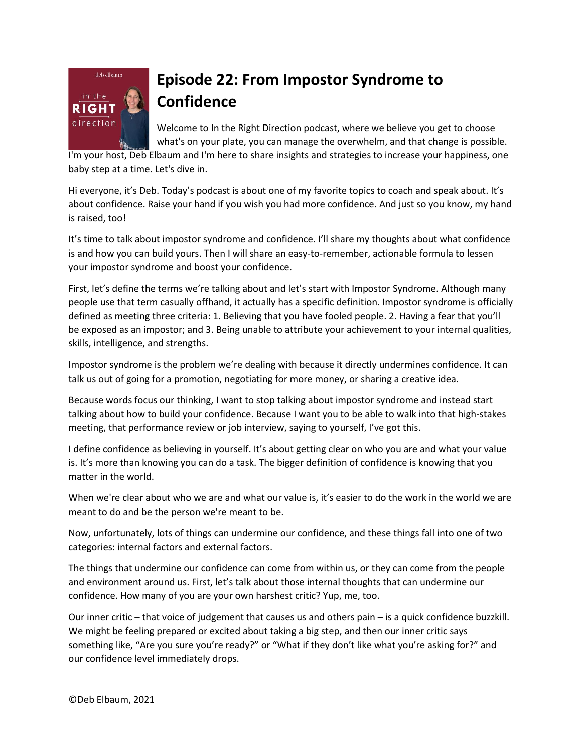# Episode 22: From Impostor Syndrome to Confidence

Welcome to In the Right Direction podcast, where we believe you get to choose what's on your plate, you can manage the overwhelm, and that change is possible. I'm your host, Deb Elbaum and I'm here to share insights and strategies to increase your happiness, one baby step at a time. Let's dive in.

Hi everyone, it's Deb. Today's podcast is about one of my favorite topics to coach and speak about. It's about confidence. Raise your hand if you wish you had more confidence. And just so you know, my hand is raised, too!

It's time to talk about impostor syndrome and confidence. I'll share my thoughts about what confidence is and how you can build yours. Then I will share an easy-to-remember, actionable formula to lessen your impostor syndrome and boost your confidence.

First, let's define the terms we're talking about and let's start with Impostor Syndrome. Although many people use that term casually offhand, it actually has a specific definition. Impostor syndrome is officially defined as meeting three criteria: 1. Believing that you have fooled people. 2. Having a fear that you'll be exposed as an impostor; and 3. Being unable to attribute your achievement to your internal qualities, skills, intelligence, and strengths.

Impostor syndrome is the problem we're dealing with because it directly undermines confidence. It can talk us out of going for a promotion, negotiating for more money, or sharing a creative idea.

Because words focus our thinking, I want to stop talking about impostor syndrome and instead start talking about how to build your confidence. Because I want you to be able to walk into that high-stakes meeting, that performance review or job interview, saying to yourself, I've got this.

I define confidence as believing in yourself. It's about getting clear on who you are and what your value is. It's more than knowing you can do a task. The bigger definition of confidence is knowing that you matter in the world.

When we're clear about who we are and what our value is, it's easier to do the work in the world we are meant to do and be the person we're meant to be.

Now, unfortunately, lots of things can undermine our confidence, and these things fall into one of two categories: internal factors and external factors.

The things that undermine our confidence can come from within us, or they can come from the people and environment around us. First, let's talk about those internal thoughts that can undermine our confidence. How many of you are your own harshest critic? Yup, me, too.

Our inner critic – that voice of judgement that causes us and others pain – is a quick confidence buzzkill. We might be feeling prepared or excited about taking a big step, and then our inner critic says something like, "Are you sure you're ready?" or "What if they don't like what you're asking for?" and our confidence level immediately drops.

©Deb Elbaum, 2021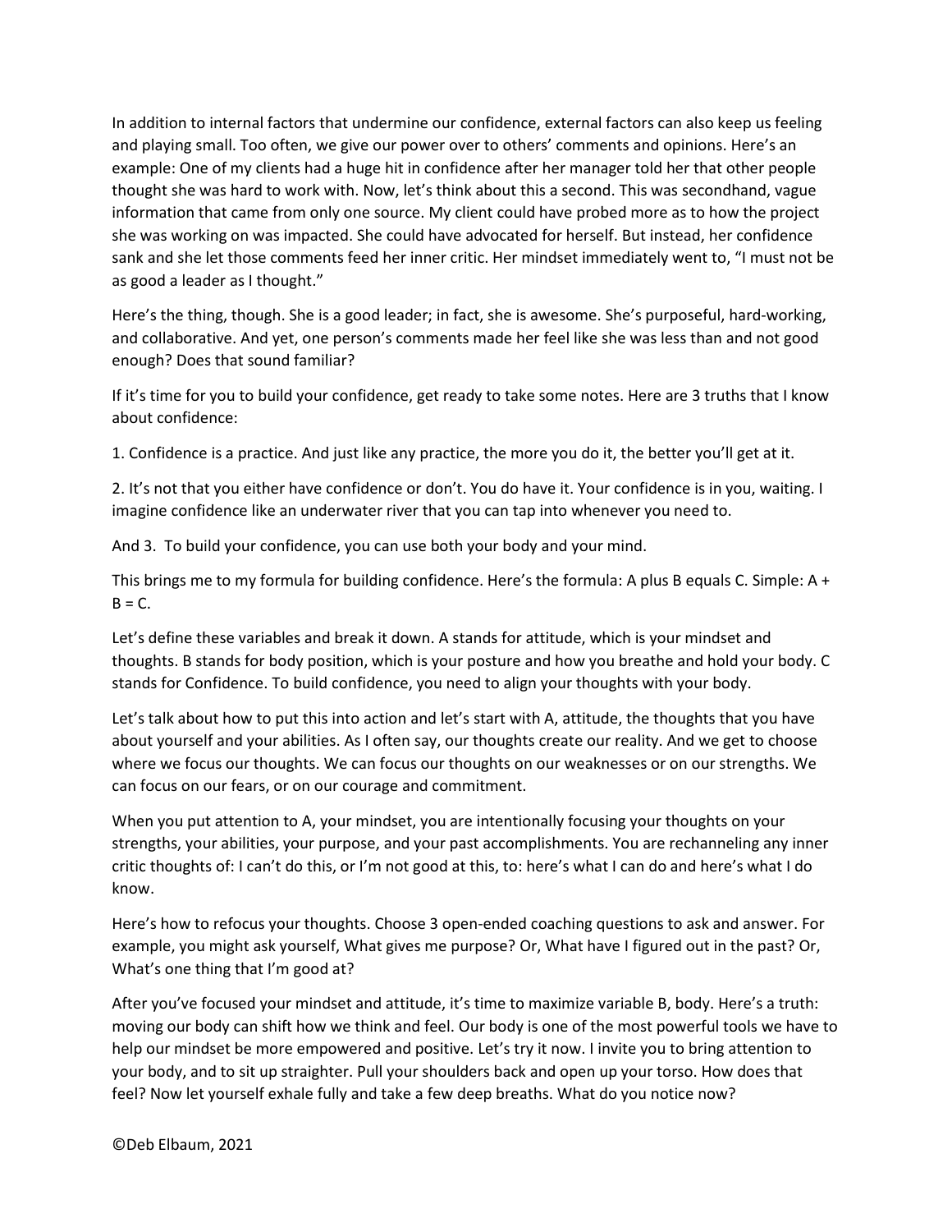In addition to internal factors that undermine our confidence, external factors can also keep us feeling and playing small. Too often, we give our power over to others' comments and opinions. Here's an example: One of my clients had a huge hit in confidence after her manager told her that other people thought she was hard to work with. Now, let's think about this a second. This was secondhand, vague information that came from only one source. My client could have probed more as to how the project she was working on was impacted. She could have advocated for herself. But instead, her confidence sank and she let those comments feed her inner critic. Her mindset immediately went to, "I must not be as good a leader as I thought."

Here's the thing, though. She is a good leader; in fact, she is awesome. She's purposeful, hard-working, and collaborative. And yet, one person's comments made her feel like she was less than and not good enough? Does that sound familiar?

If it's time for you to build your confidence, get ready to take some notes. Here are 3 truths that I know about confidence:

1. Confidence is a practice. And just like any practice, the more you do it, the better you'll get at it.

2. It's not that you either have confidence or don't. You do have it. Your confidence is in you, waiting. I imagine confidence like an underwater river that you can tap into whenever you need to.

And 3. To build your confidence, you can use both your body and your mind.

This brings me to my formula for building confidence. Here's the formula: A plus B equals C. Simple: A + B = C.

Let's define these variables and break it down. A stands for attitude, which is your mindset and thoughts. B stands for body position, which is your posture and how you breathe and hold your body. C stands for Confidence. To build confidence, you need to align your thoughts with your body.

Let's talk about how to put this into action and let's start with A, attitude, the thoughts that you have about yourself and your abilities. As I often say, our thoughts create our reality. And we get to choose where we focus our thoughts. We can focus our thoughts on our weaknesses or on our strengths. We can focus on our fears, or on our courage and commitment.

When you put attention to A, your mindset, you are intentionally focusing your thoughts on your strengths, your abilities, your purpose, and your past accomplishments. You are rechanneling any inner critic thoughts of: I can't do this, or I'm not good at this, to: here's what I can do and here's what I do know.

Here's how to refocus your thoughts. Choose 3 open-ended coaching questions to ask and answer. For example, you might ask yourself, What gives me purpose? Or, What have I figured out in the past? Or, What's one thing that I'm good at?

After you've focused your mindset and attitude, it's time to maximize variable B, body. Here's a truth: moving our body can shift how we think and feel. Our body is one of the most powerful tools we have to help our mindset be more empowered and positive. Let's try it now. I invite you to bring attention to your body, and to sit up straighter. Pull your shoulders back and open up your torso. How does that feel? Now let yourself exhale fully and take a few deep breaths. What do you notice now?

©Deb Elbaum, 2021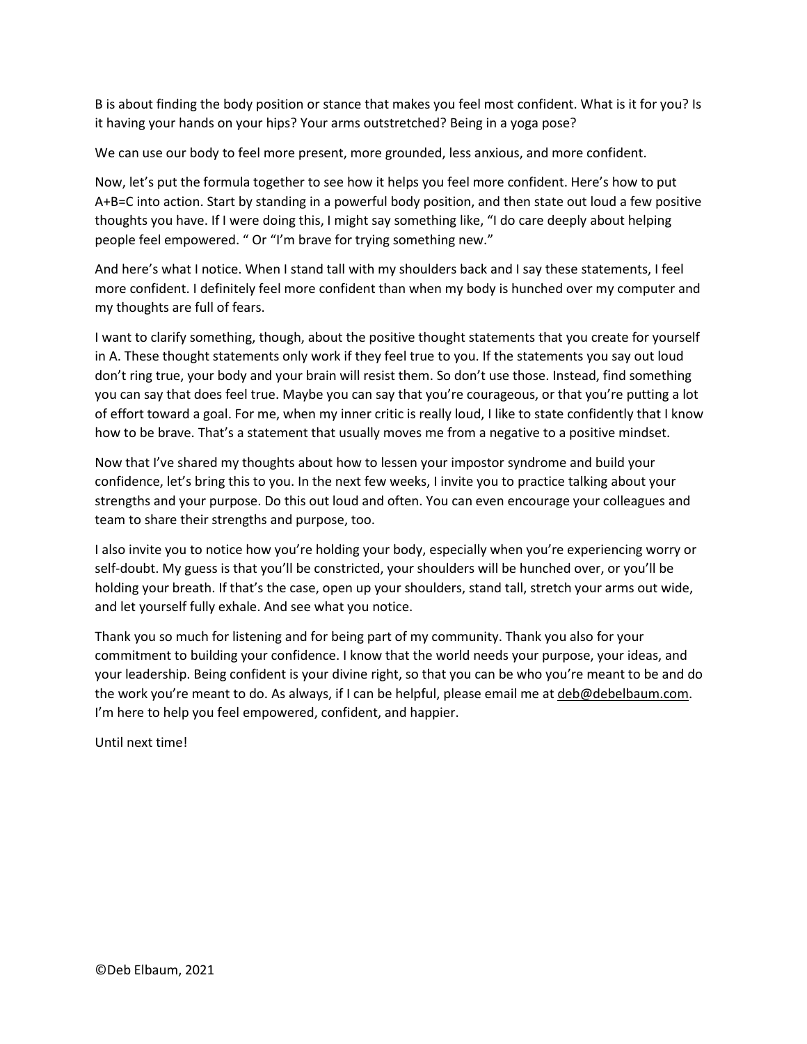B is about finding the body position or stance that makes you feel most confident. What is it for you? Is it having your hands on your hips? Your arms outstretched? Being in a yoga pose?

We can use our body to feel more present, more grounded, less anxious, and more confident.

Now, let's put the formula together to see how it helps you feel more confident. Here's how to put A+B=C into action. Start by standing in a powerful body position, and then state out loud a few positive thoughts you have. If I were doing this, I might say something like, "I do care deeply about helping people feel empowered. " Or "I'm brave for trying something new."

And here's what I notice. When I stand tall with my shoulders back and I say these statements, I feel more confident. I definitely feel more confident than when my body is hunched over my computer and my thoughts are full of fears.

I want to clarify something, though, about the positive thought statements that you create for yourself in A. These thought statements only work if they feel true to you. If the statements you say out loud don't ring true, your body and your brain will resist them. So don't use those. Instead, find something you can say that does feel true. Maybe you can say that you're courageous, or that you're putting a lot of effort toward a goal. For me, when my inner critic is really loud, I like to state confidently that I know how to be brave. That's a statement that usually moves me from a negative to a positive mindset.

Now that I've shared my thoughts about how to lessen your impostor syndrome and build your confidence, let's bring this to you. In the next few weeks, I invite you to practice talking about your strengths and your purpose. Do this out loud and often. You can even encourage your colleagues and team to share their strengths and purpose, too.

I also invite you to notice how you're holding your body, especially when you're experiencing worry or self-doubt. My guess is that you'll be constricted, your shoulders will be hunched over, or you'll be holding your breath. If that's the case, open up your shoulders, stand tall, stretch your arms out wide, and let yourself fully exhale. And see what you notice.

Thank you so much for listening and for being part of my community. Thank you also for your commitment to building your confidence. I know that the world needs your purpose, your ideas, and your leadership. Being confident is your divine right, so that you can be who you're meant to be and do the work you're meant to do. As always, if I can be helpful, please email me at deb@debelbaum.com. I'm here to help you feel empowered, confident, and happier.

Until next time!

©Deb Elbaum, 2021